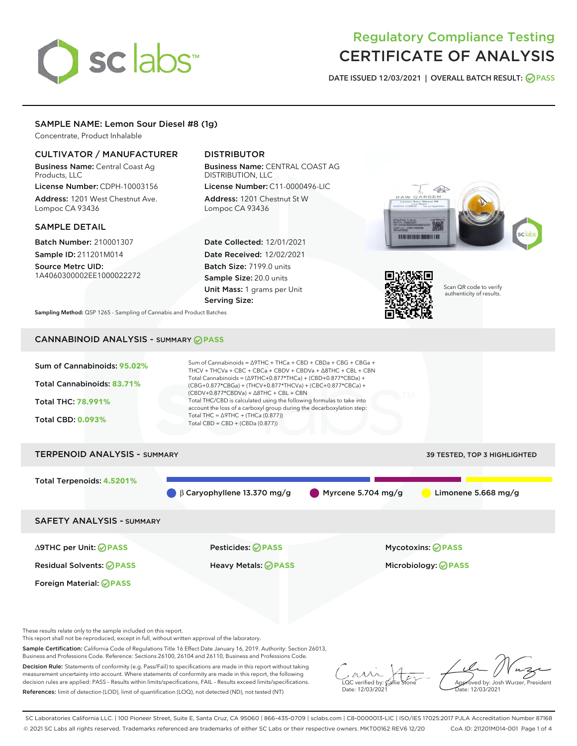# Regulatory Compliance Testing
# CERTIFICATE OF ANALYSIS

DATE ISSUED 12/03/2021 | OVERALL BATCH RESULT: PASS

## SAMPLE NAME: Lemon Sour Diesel #8 (1g)

Concentrate, Product Inhalable

### CULTIVATOR / MANUFACTURER

**Business Name:** Central Coast Ag Products, LLC

**License Number:** CDPH-10003156

**Address:** 1201 West Chestnut Ave. Lompoc CA 93436

### DISTRIBUTOR

**Business Name:** CENTRAL COAST AG DISTRIBUTION, LLC

**License Number:** C11-0000496-LIC

**Address:** 1201 Chestnut St W Lompoc CA 93436

### SAMPLE DETAIL

**Batch Number:** 210001307

**Sample ID:** 211201M014

**Source Metrc UID:** 1A4060300002EE1000022272

**Date Collected:** 12/01/2021

**Date Received:** 12/02/2021

**Batch Size:** 7199.0 units

**Sample Size:** 20.0 units

**Unit Mass:** 1 grams per Unit

**Serving Size:**

Scan QR code to verify authenticity of results.

**Sampling Method:** QSP 1265 - Sampling of Cannabis and Product Batches

## CANNABINOID ANALYSIS - SUMMARY PASS

Sum of Cannabinoids: **95.02%**

Total Cannabinoids: **83.71%**

Total THC: **78.991%**

Total CBD: **0.093%**

Sum of Cannabinoids = Δ9THC + THCa + CBD + CBDa + CBG + CBGa + THCV + THCVa + CBC + CBCa + CBDV + CBDVa + Δ8THC + CBL + CBN

Total Cannabinoids = (Δ9THC+0.877*THCa) + (CBD+0.877*CBDa) + (CBG+0.877*CBGa) + (THCV+0.877*THCVa) + (CBC+0.877*CBCa) + (CBDV+0.877*CBDVa) + Δ8THC + CBL + CBN

Total THC/CBD is calculated using the following formulas to take into account the loss of a carboxyl group during the decarboxylation step:

Total THC = Δ9THC + (THCa (0.877))

Total CBD = CBD + (CBDa (0.877))

## TERPENOID ANALYSIS - SUMMARY

39 TESTED, TOP 3 HIGHLIGHTED

Total Terpenoids: **4.5201%**

- β Caryophyllene 13.370 mg/g
- Myrcene 5.704 mg/g
- Limonene 5.668 mg/g

## SAFETY ANALYSIS - SUMMARY

| | | |
|---|---|---|
| Δ9THC per Unit: PASS | Pesticides: PASS | Mycotoxins: PASS |
| Residual Solvents: PASS | Heavy Metals: PASS | Microbiology: PASS |
| Foreign Material: PASS | | |

These results relate only to the sample included on this report.
This report shall not be reproduced, except in full, without written approval of the laboratory.

**Sample Certification:** California Code of Regulations Title 16 Effect Date January 16, 2019. Authority: Section 26013, Business and Professions Code. Reference: Sections 26100, 26104 and 26110, Business and Professions Code.

**Decision Rule:** Statements of conformity (e.g. Pass/Fail) to specifications are made in this report without taking measurement uncertainty into account. Where statements of conformity are made in this report, the following decision rules are applied: PASS – Results within limits/specifications, FAIL – Results exceed limits/specifications.

**References:** limit of detection (LOD), limit of quantification (LOQ), not detected (ND), not tested (NT)

LQC verified by: Callie Stone
Date: 12/03/2021

Approved by: Josh Wurzer, President
Date: 12/03/2021

SC Laboratories California LLC. | 100 Pioneer Street, Suite E, Santa Cruz, CA 95060 | 866-435-0709 | sclabs.com | C8-0000013-LIC | ISO/IES 17025:2017 PJLA Accreditation Number 87168
© 2021 SC Labs all rights reserved. Trademarks referenced are trademarks of either SC Labs or their respective owners. MKT00162 REV6 12/20 CoA ID: 211201M014-001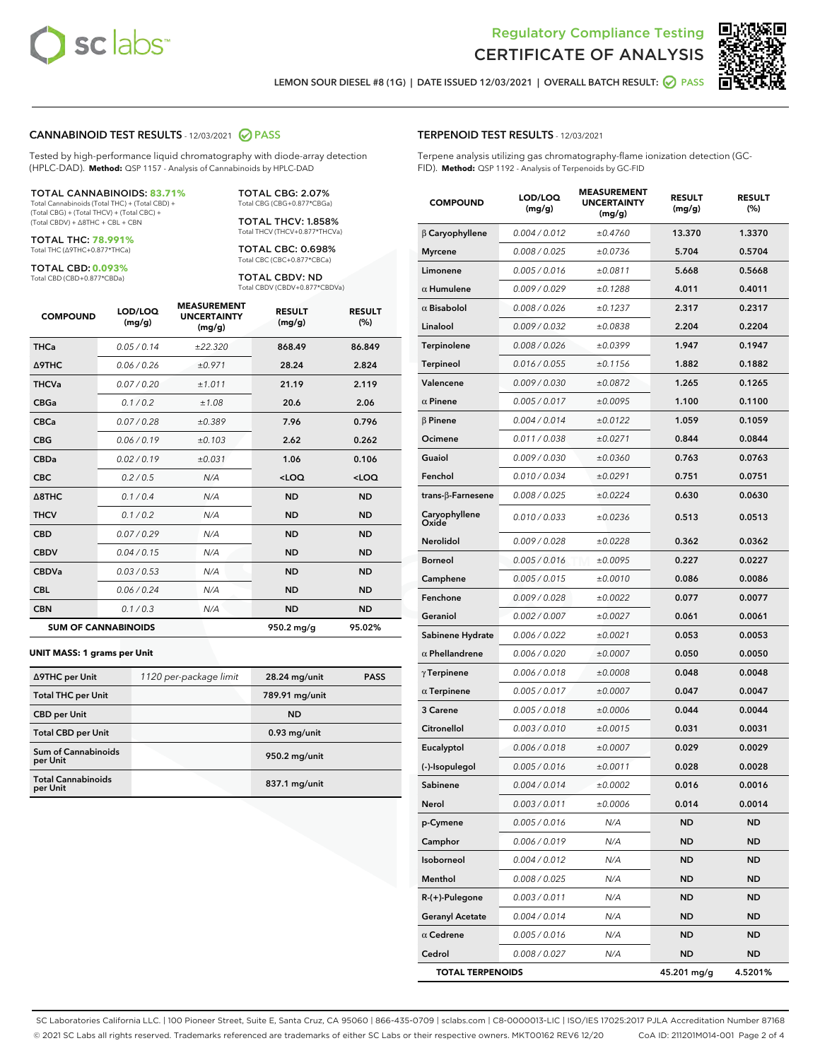Regulatory Compliance Testing

# CERTIFICATE OF ANALYSIS

LEMON SOUR DIESEL #8 (1G) | DATE ISSUED 12/03/2021 | OVERALL BATCH RESULT: PASS

## CANNABINOID TEST RESULTS - 12/03/2021 PASS

Tested by high-performance liquid chromatography with diode-array detection (HPLC-DAD). **Method:** QSP 1157 - Analysis of Cannabinoids by HPLC-DAD

**TOTAL CANNABINOIDS: 83.71%**
Total Cannabinoids (Total THC) + (Total CBD) + (Total CBG) + (Total THCV) + (Total CBC) + (Total CBDV) + Δ8THC + CBL + CBN

**TOTAL THC: 78.991%**
Total THC (Δ9THC+0.877*THCa)

**TOTAL CBD: 0.093%**
Total CBD (CBD+0.877*CBDa)

**TOTAL CBG: 2.07%**
Total CBG (CBG+0.877*CBGa)

**TOTAL THCV: 1.858%**
Total THCV (THCV+0.877*THCVa)

**TOTAL CBC: 0.698%**
Total CBC (CBC+0.877*CBCa)

**TOTAL CBDV: ND**
Total CBDV (CBDV+0.877*CBDVa)

| COMPOUND | LOD/LOQ (mg/g) | MEASUREMENT UNCERTAINTY (mg/g) | RESULT (mg/g) | RESULT (%) |
|---|---|---|---|---|
| THCa | 0.05 / 0.14 | ±22.320 | 868.49 | 86.849 |
| Δ9THC | 0.06 / 0.26 | ±0.971 | 28.24 | 2.824 |
| THCVa | 0.07 / 0.20 | ±1.011 | 21.19 | 2.119 |
| CBGa | 0.1 / 0.2 | ±1.08 | 20.6 | 2.06 |
| CBCa | 0.07 / 0.28 | ±0.389 | 7.96 | 0.796 |
| CBG | 0.06 / 0.19 | ±0.103 | 2.62 | 0.262 |
| CBDa | 0.02 / 0.19 | ±0.031 | 1.06 | 0.106 |
| CBC | 0.2 / 0.5 | N/A | <LOQ | <LOQ |
| Δ8THC | 0.1 / 0.4 | N/A | ND | ND |
| THCV | 0.1 / 0.2 | N/A | ND | ND |
| CBD | 0.07 / 0.29 | N/A | ND | ND |
| CBDV | 0.04 / 0.15 | N/A | ND | ND |
| CBDVa | 0.03 / 0.53 | N/A | ND | ND |
| CBL | 0.06 / 0.24 | N/A | ND | ND |
| CBN | 0.1 / 0.3 | N/A | ND | ND |
| **SUM OF CANNABINOIDS** | | | **950.2 mg/g** | **95.02%** |

**UNIT MASS: 1 grams per Unit**

| | | | |
|---|---|---|---|
| Δ9THC per Unit | 1120 per-package limit | 28.24 mg/unit | PASS |
| Total THC per Unit | | 789.91 mg/unit | |
| CBD per Unit | | ND | |
| Total CBD per Unit | | 0.93 mg/unit | |
| Sum of Cannabinoids per Unit | | 950.2 mg/unit | |
| Total Cannabinoids per Unit | | 837.1 mg/unit | |

## TERPENOID TEST RESULTS - 12/03/2021

Terpene analysis utilizing gas chromatography-flame ionization detection (GC-FID). **Method:** QSP 1192 - Analysis of Terpenoids by GC-FID

| COMPOUND | LOD/LOQ (mg/g) | MEASUREMENT UNCERTAINTY (mg/g) | RESULT (mg/g) | RESULT (%) |
|---|---|---|---|---|
| β Caryophyllene | 0.004 / 0.012 | ±0.4760 | 13.370 | 1.3370 |
| Myrcene | 0.008 / 0.025 | ±0.0736 | 5.704 | 0.5704 |
| Limonene | 0.005 / 0.016 | ±0.0811 | 5.668 | 0.5668 |
| α Humulene | 0.009 / 0.029 | ±0.1288 | 4.011 | 0.4011 |
| α Bisabolol | 0.008 / 0.026 | ±0.1237 | 2.317 | 0.2317 |
| Linalool | 0.009 / 0.032 | ±0.0838 | 2.204 | 0.2204 |
| Terpinolene | 0.008 / 0.026 | ±0.0399 | 1.947 | 0.1947 |
| Terpineol | 0.016 / 0.055 | ±0.1156 | 1.882 | 0.1882 |
| Valencene | 0.009 / 0.030 | ±0.0872 | 1.265 | 0.1265 |
| α Pinene | 0.005 / 0.017 | ±0.0095 | 1.100 | 0.1100 |
| β Pinene | 0.004 / 0.014 | ±0.0122 | 1.059 | 0.1059 |
| Ocimene | 0.011 / 0.038 | ±0.0271 | 0.844 | 0.0844 |
| Guaiol | 0.009 / 0.030 | ±0.0360 | 0.763 | 0.0763 |
| Fenchol | 0.010 / 0.034 | ±0.0291 | 0.751 | 0.0751 |
| trans-β-Farnesene | 0.008 / 0.025 | ±0.0224 | 0.630 | 0.0630 |
| Caryophyllene Oxide | 0.010 / 0.033 | ±0.0236 | 0.513 | 0.0513 |
| Nerolidol | 0.009 / 0.028 | ±0.0228 | 0.362 | 0.0362 |
| Borneol | 0.005 / 0.016 | ±0.0095 | 0.227 | 0.0227 |
| Camphene | 0.005 / 0.015 | ±0.0010 | 0.086 | 0.0086 |
| Fenchone | 0.009 / 0.028 | ±0.0022 | 0.077 | 0.0077 |
| Geraniol | 0.002 / 0.007 | ±0.0027 | 0.061 | 0.0061 |
| Sabinene Hydrate | 0.006 / 0.022 | ±0.0021 | 0.053 | 0.0053 |
| α Phellandrene | 0.006 / 0.020 | ±0.0007 | 0.050 | 0.0050 |
| γ Terpinene | 0.006 / 0.018 | ±0.0008 | 0.048 | 0.0048 |
| α Terpinene | 0.005 / 0.017 | ±0.0007 | 0.047 | 0.0047 |
| 3 Carene | 0.005 / 0.018 | ±0.0006 | 0.044 | 0.0044 |
| Citronellol | 0.003 / 0.010 | ±0.0015 | 0.031 | 0.0031 |
| Eucalyptol | 0.006 / 0.018 | ±0.0007 | 0.029 | 0.0029 |
| (-)-Isopulegol | 0.005 / 0.016 | ±0.0011 | 0.028 | 0.0028 |
| Sabinene | 0.004 / 0.014 | ±0.0002 | 0.016 | 0.0016 |
| Nerol | 0.003 / 0.011 | ±0.0006 | 0.014 | 0.0014 |
| p-Cymene | 0.005 / 0.016 | N/A | ND | ND |
| Camphor | 0.006 / 0.019 | N/A | ND | ND |
| Isoborneol | 0.004 / 0.012 | N/A | ND | ND |
| Menthol | 0.008 / 0.025 | N/A | ND | ND |
| R-(+)-Pulegone | 0.003 / 0.011 | N/A | ND | ND |
| Geranyl Acetate | 0.004 / 0.014 | N/A | ND | ND |
| α Cedrene | 0.005 / 0.016 | N/A | ND | ND |
| Cedrol | 0.008 / 0.027 | N/A | ND | ND |
| **TOTAL TERPENOIDS** | | | **45.201 mg/g** | **4.5201%** |

SC Laboratories California LLC. | 100 Pioneer Street, Suite E, Santa Cruz, CA 95060 | 866-435-0709 | sclabs.com | C8-0000013-LIC | ISO/IES 17025:2017 PJLA Accreditation Number 87168
© 2021 SC Labs all rights reserved. Trademarks referenced are trademarks of either SC Labs or their respective owners. MKT00162 REV6 12/20 CoA ID: 211201M014-001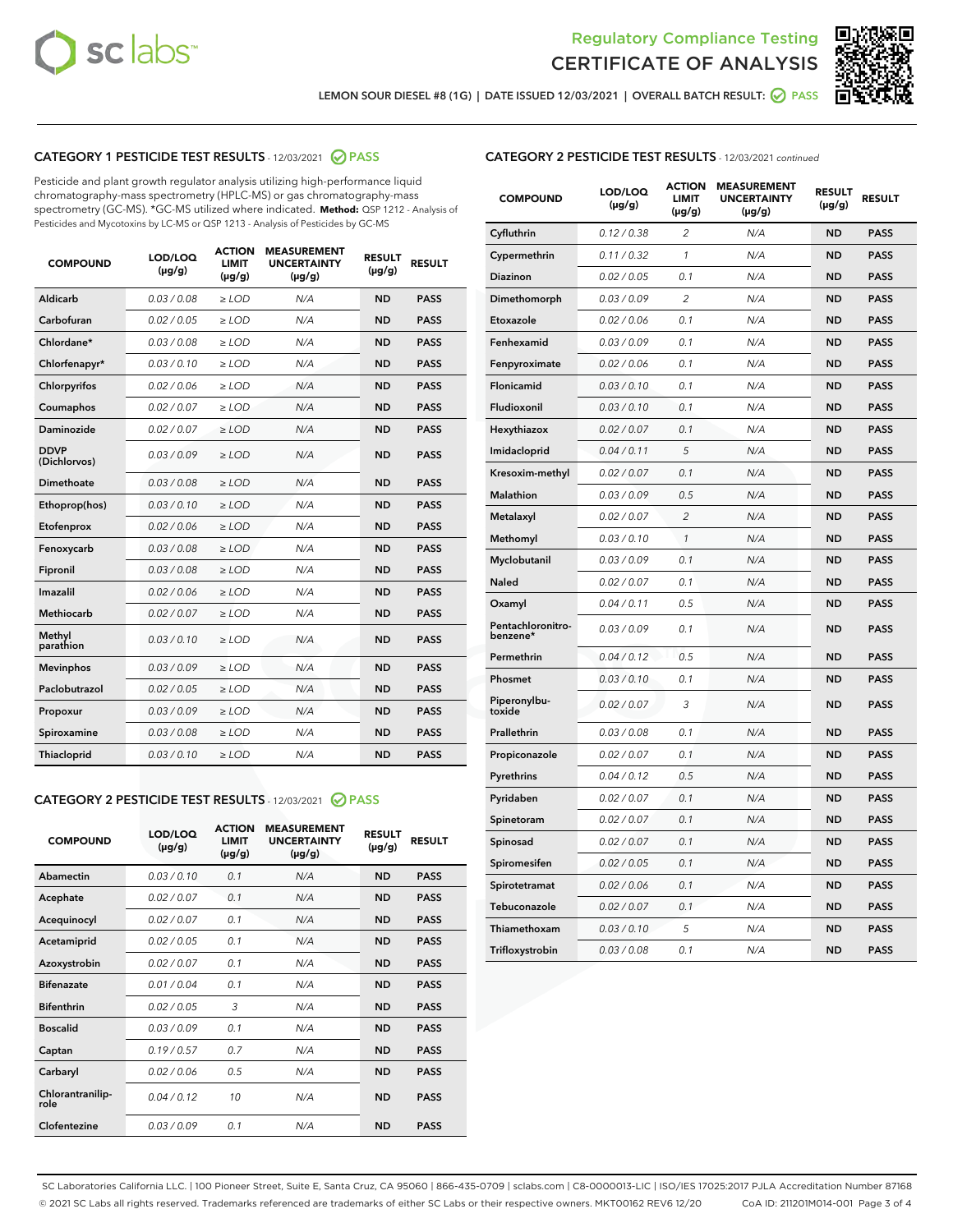Regulatory Compliance Testing

# CERTIFICATE OF ANALYSIS

LEMON SOUR DIESEL #8 (1G) | DATE ISSUED 12/03/2021 | OVERALL BATCH RESULT: PASS

## CATEGORY 1 PESTICIDE TEST RESULTS - 12/03/2021 PASS

Pesticide and plant growth regulator analysis utilizing high-performance liquid chromatography-mass spectrometry (HPLC-MS) or gas chromatography-mass spectrometry (GC-MS). *GC-MS utilized where indicated. **Method:** QSP 1212 - Analysis of Pesticides and Mycotoxins by LC-MS or QSP 1213 - Analysis of Pesticides by GC-MS

| COMPOUND | LOD/LOQ (µg/g) | ACTION LIMIT (µg/g) | MEASUREMENT UNCERTAINTY (µg/g) | RESULT (µg/g) | RESULT |
|---|---|---|---|---|---|
| Aldicarb | 0.03 / 0.08 | ≥ LOD | N/A | ND | PASS |
| Carbofuran | 0.02 / 0.05 | ≥ LOD | N/A | ND | PASS |
| Chlordane* | 0.03 / 0.08 | ≥ LOD | N/A | ND | PASS |
| Chlorfenapyr* | 0.03 / 0.10 | ≥ LOD | N/A | ND | PASS |
| Chlorpyrifos | 0.02 / 0.06 | ≥ LOD | N/A | ND | PASS |
| Coumaphos | 0.02 / 0.07 | ≥ LOD | N/A | ND | PASS |
| Daminozide | 0.02 / 0.07 | ≥ LOD | N/A | ND | PASS |
| DDVP (Dichlorvos) | 0.03 / 0.09 | ≥ LOD | N/A | ND | PASS |
| Dimethoate | 0.03 / 0.08 | ≥ LOD | N/A | ND | PASS |
| Ethoprop(hos) | 0.03 / 0.10 | ≥ LOD | N/A | ND | PASS |
| Etofenprox | 0.02 / 0.06 | ≥ LOD | N/A | ND | PASS |
| Fenoxycarb | 0.03 / 0.08 | ≥ LOD | N/A | ND | PASS |
| Fipronil | 0.03 / 0.08 | ≥ LOD | N/A | ND | PASS |
| Imazalil | 0.02 / 0.06 | ≥ LOD | N/A | ND | PASS |
| Methiocarb | 0.02 / 0.07 | ≥ LOD | N/A | ND | PASS |
| Methyl parathion | 0.03 / 0.10 | ≥ LOD | N/A | ND | PASS |
| Mevinphos | 0.03 / 0.09 | ≥ LOD | N/A | ND | PASS |
| Paclobutrazol | 0.02 / 0.05 | ≥ LOD | N/A | ND | PASS |
| Propoxur | 0.03 / 0.09 | ≥ LOD | N/A | ND | PASS |
| Spiroxamine | 0.03 / 0.08 | ≥ LOD | N/A | ND | PASS |
| Thiacloprid | 0.03 / 0.10 | ≥ LOD | N/A | ND | PASS |

## CATEGORY 2 PESTICIDE TEST RESULTS - 12/03/2021 PASS

| COMPOUND | LOD/LOQ (µg/g) | ACTION LIMIT (µg/g) | MEASUREMENT UNCERTAINTY (µg/g) | RESULT (µg/g) | RESULT |
|---|---|---|---|---|---|
| Abamectin | 0.03 / 0.10 | 0.1 | N/A | ND | PASS |
| Acephate | 0.02 / 0.07 | 0.1 | N/A | ND | PASS |
| Acequinocyl | 0.02 / 0.07 | 0.1 | N/A | ND | PASS |
| Acetamiprid | 0.02 / 0.05 | 0.1 | N/A | ND | PASS |
| Azoxystrobin | 0.02 / 0.07 | 0.1 | N/A | ND | PASS |
| Bifenazate | 0.01 / 0.04 | 0.1 | N/A | ND | PASS |
| Bifenthrin | 0.02 / 0.05 | 3 | N/A | ND | PASS |
| Boscalid | 0.03 / 0.09 | 0.1 | N/A | ND | PASS |
| Captan | 0.19 / 0.57 | 0.7 | N/A | ND | PASS |
| Carbaryl | 0.02 / 0.06 | 0.5 | N/A | ND | PASS |
| Chlorantraniliprole | 0.04 / 0.12 | 10 | N/A | ND | PASS |
| Clofentezine | 0.03 / 0.09 | 0.1 | N/A | ND | PASS |
| Cyfluthrin | 0.12 / 0.38 | 2 | N/A | ND | PASS |
| Cypermethrin | 0.11 / 0.32 | 1 | N/A | ND | PASS |
| Diazinon | 0.02 / 0.05 | 0.1 | N/A | ND | PASS |
| Dimethomorph | 0.03 / 0.09 | 2 | N/A | ND | PASS |
| Etoxazole | 0.02 / 0.06 | 0.1 | N/A | ND | PASS |
| Fenhexamid | 0.03 / 0.09 | 0.1 | N/A | ND | PASS |
| Fenpyroximate | 0.02 / 0.06 | 0.1 | N/A | ND | PASS |
| Flonicamid | 0.03 / 0.10 | 0.1 | N/A | ND | PASS |
| Fludioxonil | 0.03 / 0.10 | 0.1 | N/A | ND | PASS |
| Hexythiazox | 0.02 / 0.07 | 0.1 | N/A | ND | PASS |
| Imidacloprid | 0.04 / 0.11 | 5 | N/A | ND | PASS |
| Kresoxim-methyl | 0.02 / 0.07 | 0.1 | N/A | ND | PASS |
| Malathion | 0.03 / 0.09 | 0.5 | N/A | ND | PASS |
| Metalaxyl | 0.02 / 0.07 | 2 | N/A | ND | PASS |
| Methomyl | 0.03 / 0.10 | 1 | N/A | ND | PASS |
| Myclobutanil | 0.03 / 0.09 | 0.1 | N/A | ND | PASS |
| Naled | 0.02 / 0.07 | 0.1 | N/A | ND | PASS |
| Oxamyl | 0.04 / 0.11 | 0.5 | N/A | ND | PASS |
| Pentachloronitrobenzene* | 0.03 / 0.09 | 0.1 | N/A | ND | PASS |
| Permethrin | 0.04 / 0.12 | 0.5 | N/A | ND | PASS |
| Phosmet | 0.03 / 0.10 | 0.1 | N/A | ND | PASS |
| Piperonylbutoxide | 0.02 / 0.07 | 3 | N/A | ND | PASS |
| Prallethrin | 0.03 / 0.08 | 0.1 | N/A | ND | PASS |
| Propiconazole | 0.02 / 0.07 | 0.1 | N/A | ND | PASS |
| Pyrethrins | 0.04 / 0.12 | 0.5 | N/A | ND | PASS |
| Pyridaben | 0.02 / 0.07 | 0.1 | N/A | ND | PASS |
| Spinetoram | 0.02 / 0.07 | 0.1 | N/A | ND | PASS |
| Spinosad | 0.02 / 0.07 | 0.1 | N/A | ND | PASS |
| Spiromesifen | 0.02 / 0.05 | 0.1 | N/A | ND | PASS |
| Spirotetramat | 0.02 / 0.06 | 0.1 | N/A | ND | PASS |
| Tebuconazole | 0.02 / 0.07 | 0.1 | N/A | ND | PASS |
| Thiamethoxam | 0.03 / 0.10 | 5 | N/A | ND | PASS |
| Trifloxystrobin | 0.03 / 0.08 | 0.1 | N/A | ND | PASS |

SC Laboratories California LLC. | 100 Pioneer Street, Suite E, Santa Cruz, CA 95060 | 866-435-0709 | sclabs.com | C8-0000013-LIC | ISO/IES 17025:2017 PJLA Accreditation Number 87168
© 2021 SC Labs all rights reserved. Trademarks referenced are trademarks of either SC Labs or their respective owners. MKT00162 REV6 12/20 CoA ID: 211201M014-001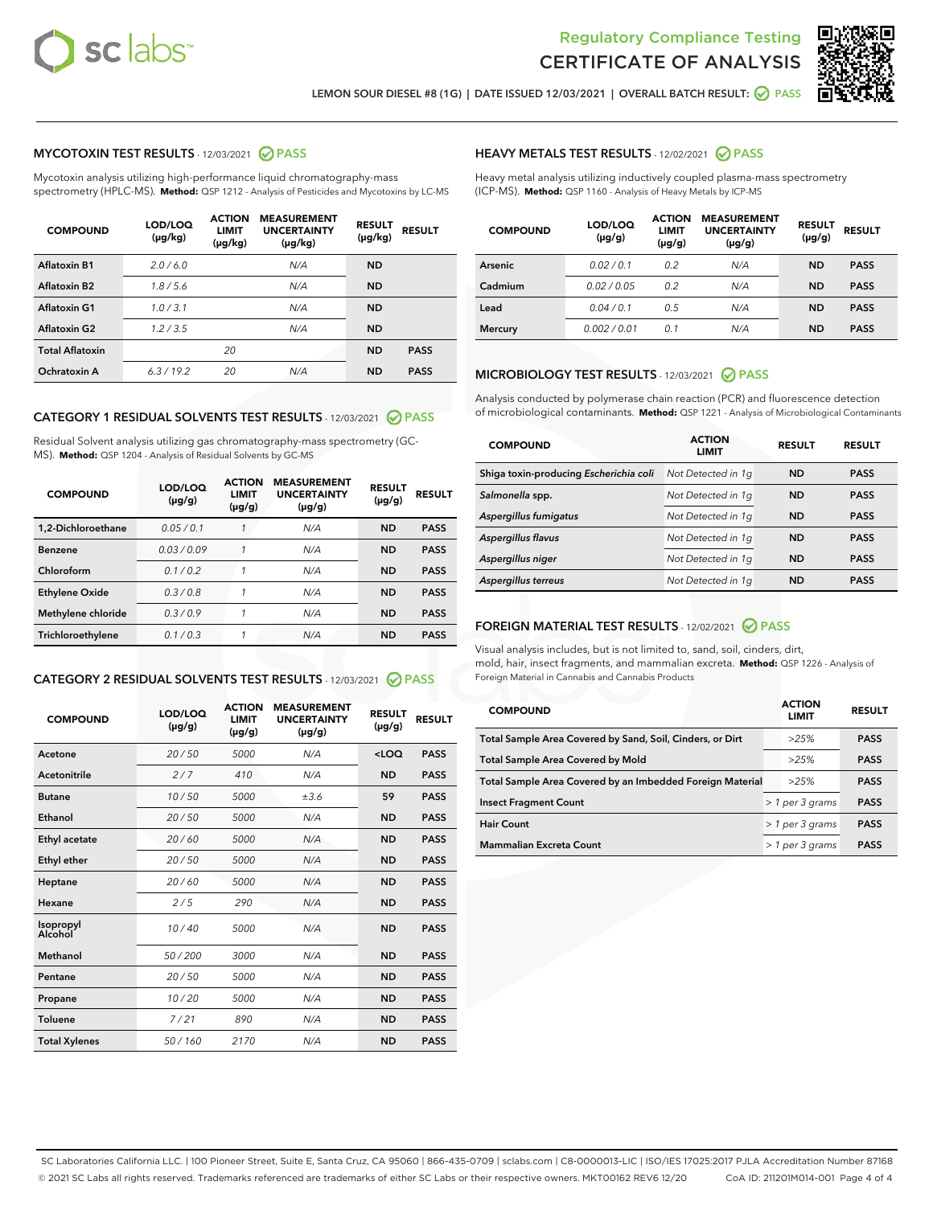Regulatory Compliance Testing
# CERTIFICATE OF ANALYSIS

LEMON SOUR DIESEL #8 (1G) | DATE ISSUED 12/03/2021 | OVERALL BATCH RESULT: PASS

## MYCOTOXIN TEST RESULTS - 12/03/2021 PASS

Mycotoxin analysis utilizing high-performance liquid chromatography-mass spectrometry (HPLC-MS). **Method:** QSP 1212 - Analysis of Pesticides and Mycotoxins by LC-MS

| COMPOUND | LOD/LOQ (µg/kg) | ACTION LIMIT (µg/kg) | MEASUREMENT UNCERTAINTY (µg/kg) | RESULT (µg/kg) | RESULT |
|---|---|---|---|---|---|
| Aflatoxin B1 | 2.0 / 6.0 | | N/A | ND | |
| Aflatoxin B2 | 1.8 / 5.6 | | N/A | ND | |
| Aflatoxin G1 | 1.0 / 3.1 | | N/A | ND | |
| Aflatoxin G2 | 1.2 / 3.5 | | N/A | ND | |
| Total Aflatoxin | | 20 | | ND | PASS |
| Ochratoxin A | 6.3 / 19.2 | 20 | N/A | ND | PASS |

## CATEGORY 1 RESIDUAL SOLVENTS TEST RESULTS - 12/03/2021 PASS

Residual Solvent analysis utilizing gas chromatography-mass spectrometry (GC-MS). **Method:** QSP 1204 - Analysis of Residual Solvents by GC-MS

| COMPOUND | LOD/LOQ (µg/g) | ACTION LIMIT (µg/g) | MEASUREMENT UNCERTAINTY (µg/g) | RESULT (µg/g) | RESULT |
|---|---|---|---|---|---|
| 1,2-Dichloroethane | 0.05 / 0.1 | 1 | N/A | ND | PASS |
| Benzene | 0.03 / 0.09 | 1 | N/A | ND | PASS |
| Chloroform | 0.1 / 0.2 | 1 | N/A | ND | PASS |
| Ethylene Oxide | 0.3 / 0.8 | 1 | N/A | ND | PASS |
| Methylene chloride | 0.3 / 0.9 | 1 | N/A | ND | PASS |
| Trichloroethylene | 0.1 / 0.3 | 1 | N/A | ND | PASS |

## CATEGORY 2 RESIDUAL SOLVENTS TEST RESULTS - 12/03/2021 PASS

| COMPOUND | LOD/LOQ (µg/g) | ACTION LIMIT (µg/g) | MEASUREMENT UNCERTAINTY (µg/g) | RESULT (µg/g) | RESULT |
|---|---|---|---|---|---|
| Acetone | 20 / 50 | 5000 | N/A | <LOQ | PASS |
| Acetonitrile | 2 / 7 | 410 | N/A | ND | PASS |
| Butane | 10 / 50 | 5000 | ±3.6 | 59 | PASS |
| Ethanol | 20 / 50 | 5000 | N/A | ND | PASS |
| Ethyl acetate | 20 / 60 | 5000 | N/A | ND | PASS |
| Ethyl ether | 20 / 50 | 5000 | N/A | ND | PASS |
| Heptane | 20 / 60 | 5000 | N/A | ND | PASS |
| Hexane | 2 / 5 | 290 | N/A | ND | PASS |
| Isopropyl Alcohol | 10 / 40 | 5000 | N/A | ND | PASS |
| Methanol | 50 / 200 | 3000 | N/A | ND | PASS |
| Pentane | 20 / 50 | 5000 | N/A | ND | PASS |
| Propane | 10 / 20 | 5000 | N/A | ND | PASS |
| Toluene | 7 / 21 | 890 | N/A | ND | PASS |
| Total Xylenes | 50 / 160 | 2170 | N/A | ND | PASS |

## HEAVY METALS TEST RESULTS - 12/02/2021 PASS

Heavy metal analysis utilizing inductively coupled plasma-mass spectrometry (ICP-MS). **Method:** QSP 1160 - Analysis of Heavy Metals by ICP-MS

| COMPOUND | LOD/LOQ (µg/g) | ACTION LIMIT (µg/g) | MEASUREMENT UNCERTAINTY (µg/g) | RESULT (µg/g) | RESULT |
|---|---|---|---|---|---|
| Arsenic | 0.02 / 0.1 | 0.2 | N/A | ND | PASS |
| Cadmium | 0.02 / 0.05 | 0.2 | N/A | ND | PASS |
| Lead | 0.04 / 0.1 | 0.5 | N/A | ND | PASS |
| Mercury | 0.002 / 0.01 | 0.1 | N/A | ND | PASS |

## MICROBIOLOGY TEST RESULTS - 12/03/2021 PASS

Analysis conducted by polymerase chain reaction (PCR) and fluorescence detection of microbiological contaminants. **Method:** QSP 1221 - Analysis of Microbiological Contaminants

| COMPOUND | ACTION LIMIT | RESULT | RESULT |
|---|---|---|---|
| Shiga toxin-producing *Escherichia coli* | Not Detected in 1g | ND | PASS |
| *Salmonella* spp. | Not Detected in 1g | ND | PASS |
| *Aspergillus fumigatus* | Not Detected in 1g | ND | PASS |
| *Aspergillus flavus* | Not Detected in 1g | ND | PASS |
| *Aspergillus niger* | Not Detected in 1g | ND | PASS |
| *Aspergillus terreus* | Not Detected in 1g | ND | PASS |

## FOREIGN MATERIAL TEST RESULTS - 12/02/2021 PASS

Visual analysis includes, but is not limited to, sand, soil, cinders, dirt, mold, hair, insect fragments, and mammalian excreta. **Method:** QSP 1226 - Analysis of Foreign Material in Cannabis and Cannabis Products

| COMPOUND | ACTION LIMIT | RESULT |
|---|---|---|
| Total Sample Area Covered by Sand, Soil, Cinders, or Dirt | >25% | PASS |
| Total Sample Area Covered by Mold | >25% | PASS |
| Total Sample Area Covered by an Imbedded Foreign Material | >25% | PASS |
| Insect Fragment Count | > 1 per 3 grams | PASS |
| Hair Count | > 1 per 3 grams | PASS |
| Mammalian Excreta Count | > 1 per 3 grams | PASS |

SC Laboratories California LLC. | 100 Pioneer Street, Suite E, Santa Cruz, CA 95060 | 866-435-0709 | sclabs.com | C8-0000013-LIC | ISO/IES 17025:2017 PJLA Accreditation Number 87168
© 2021 SC Labs all rights reserved. Trademarks referenced are trademarks of either SC Labs or their respective owners. MKT00162 REV6 12/20 CoA ID: 211201M014-001